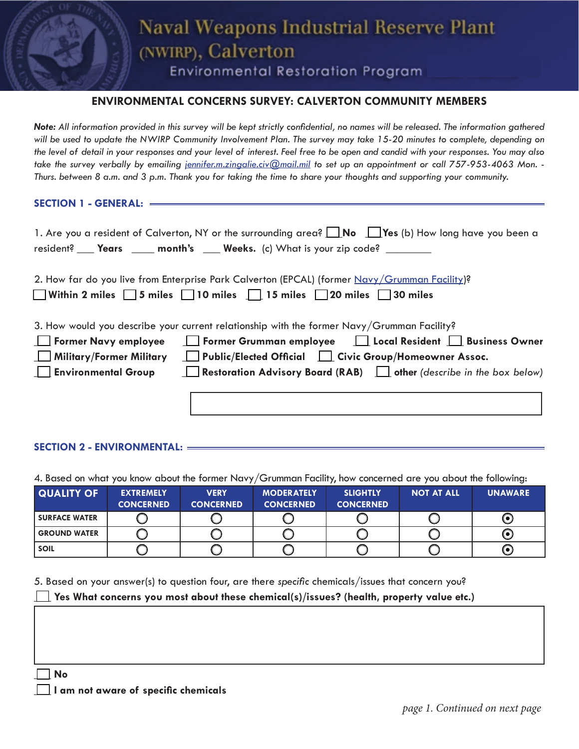# Naval Weapons Industrial Reserve Plant (NWIRP), Calverton

## Environmental Restoration Program

### ENVIRONMENTAL CONCERNS SURVEY: CALVERTON COMMUNITY MEMBERS

***Note:** All information provided in this survey will be kept strictly confidential, no names will be released. The information gathered will be used to update the NWIRP Community Involvement Plan. The survey may take 15-20 minutes to complete, depending on the level of detail in your responses and your level of interest. Feel free to be open and candid with your responses. You may also take the survey verbally by emailing jennifer.m.zingalie.civ@mail.mil to set up an appointment or call 757-953-4063 Mon. - Thurs. between 8 a.m. and 3 p.m. Thank you for taking the time to share your thoughts and supporting your community.*

### SECTION 1 - GENERAL:

1. Are you a resident of Calverton, NY or the surrounding area? ☐ **No** ☐ **Yes** (b) How long have you been a resident? ___ **Years** ____ **month's** ___ **Weeks.** (c) What is your zip code? ________

2. How far do you live from Enterprise Park Calverton (EPCAL) (former Navy/Grumman Facility)?
☐ **Within 2 miles** ☐ **5 miles** ☐ **10 miles** ☐ **15 miles** ☐ **20 miles** ☐ **30 miles**

3. How would you describe your current relationship with the former Navy/Grumman Facility?
☐ **Former Navy employee** ☐ **Former Grumman employee** ☐ **Local Resident** ☐ **Business Owner**
☐ **Military/Former Military** ☐ **Public/Elected Official** ☐ **Civic Group/Homeowner Assoc.**
☐ **Environmental Group** ☐ **Restoration Advisory Board (RAB)** ☐ **other** *(describe in the box below)*

[ ]

### SECTION 2 - ENVIRONMENTAL:

4. Based on what you know about the former Navy/Grumman Facility, how concerned are you about the following:

| QUALITY OF | EXTREMELY CONCERNED | VERY CONCERNED | MODERATELY CONCERNED | SLIGHTLY CONCERNED | NOT AT ALL | UNAWARE |
|---|---|---|---|---|---|---|
| SURFACE WATER | ○ | ○ | ○ | ○ | ○ | ⦿ |
| GROUND WATER | ○ | ○ | ○ | ○ | ○ | ⦿ |
| SOIL | ○ | ○ | ○ | ○ | ○ | ⦿ |

5. Based on your answer(s) to question four, are there *specific* chemicals/issues that concern you?
☐ **Yes What concerns you most about these chemical(s)/issues? (health, property value etc.)**

[ ]

☐ **No**
☐ **I am not aware of specific chemicals**

*page 1. Continued on next page*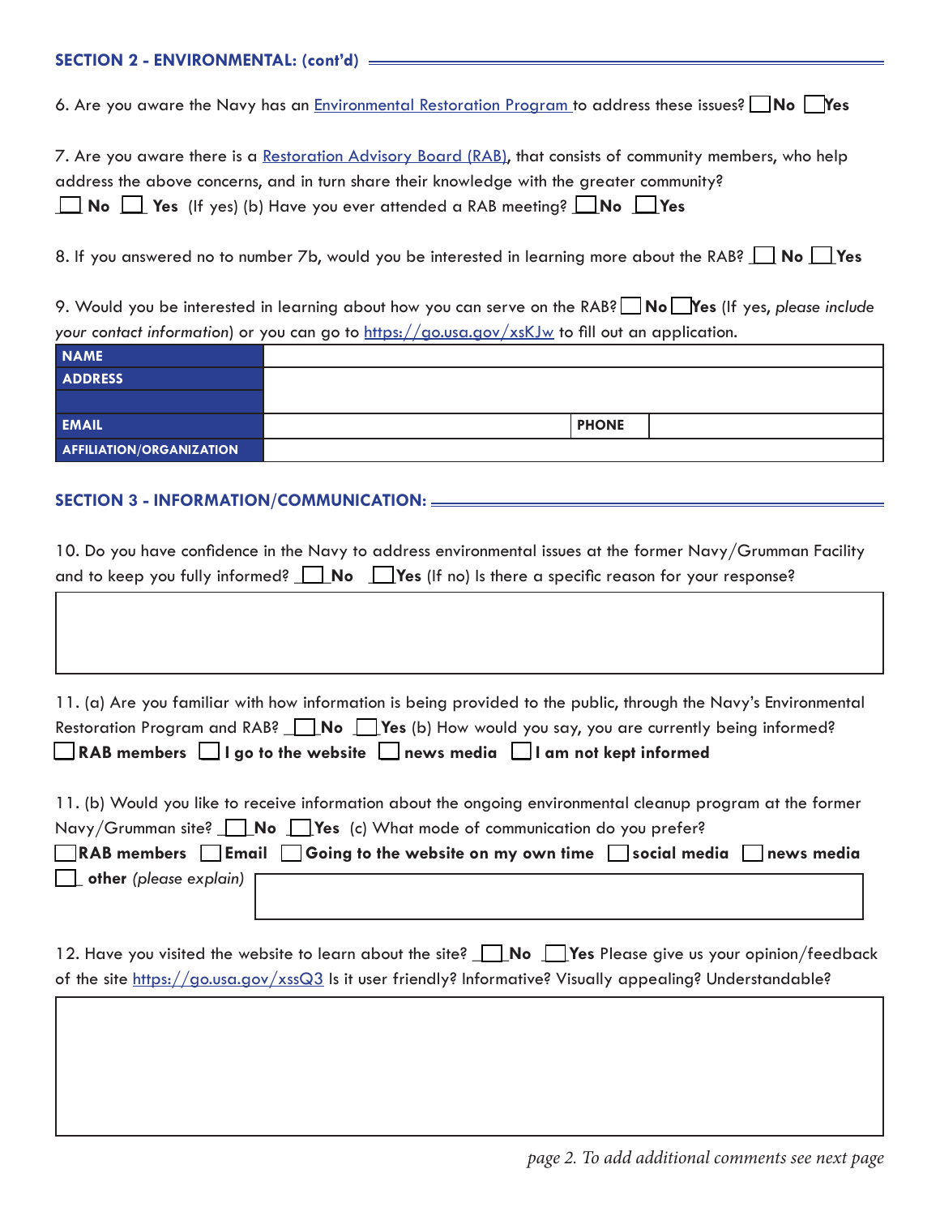## SECTION 2 - ENVIRONMENTAL: (cont'd)

6. Are you aware the Navy has an Environmental Restoration Program to address these issues? ☐ **No** ☐ **Yes**

7. Are you aware there is a Restoration Advisory Board (RAB), that consists of community members, who help address the above concerns, and in turn share their knowledge with the greater community?
☐ **No** ☐ **Yes** (If yes) (b) Have you ever attended a RAB meeting? ☐ **No** ☐ **Yes**

8. If you answered no to number 7b, would you be interested in learning more about the RAB? ☐ **No** ☐ **Yes**

9. Would you be interested in learning about how you can serve on the RAB? ☐ **No** ☐ **Yes** (If yes, *please include your contact information*) or you can go to https://go.usa.gov/xsKJw to fill out an application.

| **NAME** | | | |
|---|---|---|---|
| **ADDRESS** | | | |
| | | | |
| **EMAIL** | | **PHONE** | |
| **AFFILIATION/ORGANIZATION** | | | |

## SECTION 3 - INFORMATION/COMMUNICATION:

10. Do you have confidence in the Navy to address environmental issues at the former Navy/Grumman Facility and to keep you fully informed? ☐ **No** ☐ **Yes** (If no) Is there a specific reason for your response?

11. (a) Are you familiar with how information is being provided to the public, through the Navy's Environmental Restoration Program and RAB? ☐ **No** ☐ **Yes** (b) How would you say, you are currently being informed?
☐ **RAB members** ☐ **I go to the website** ☐ **news media** ☐ **I am not kept informed**

11. (b) Would you like to receive information about the ongoing environmental cleanup program at the former Navy/Grumman site? ☐ **No** ☐ **Yes** (c) What mode of communication do you prefer?
☐ **RAB members** ☐ **Email** ☐ **Going to the website on my own time** ☐ **social media** ☐ **news media**
☐ **other** *(please explain)*

12. Have you visited the website to learn about the site? ☐ **No** ☐ **Yes** Please give us your opinion/feedback of the site https://go.usa.gov/xssQ3 Is it user friendly? Informative? Visually appealing? Understandable?

*page 2. To add additional comments see next page*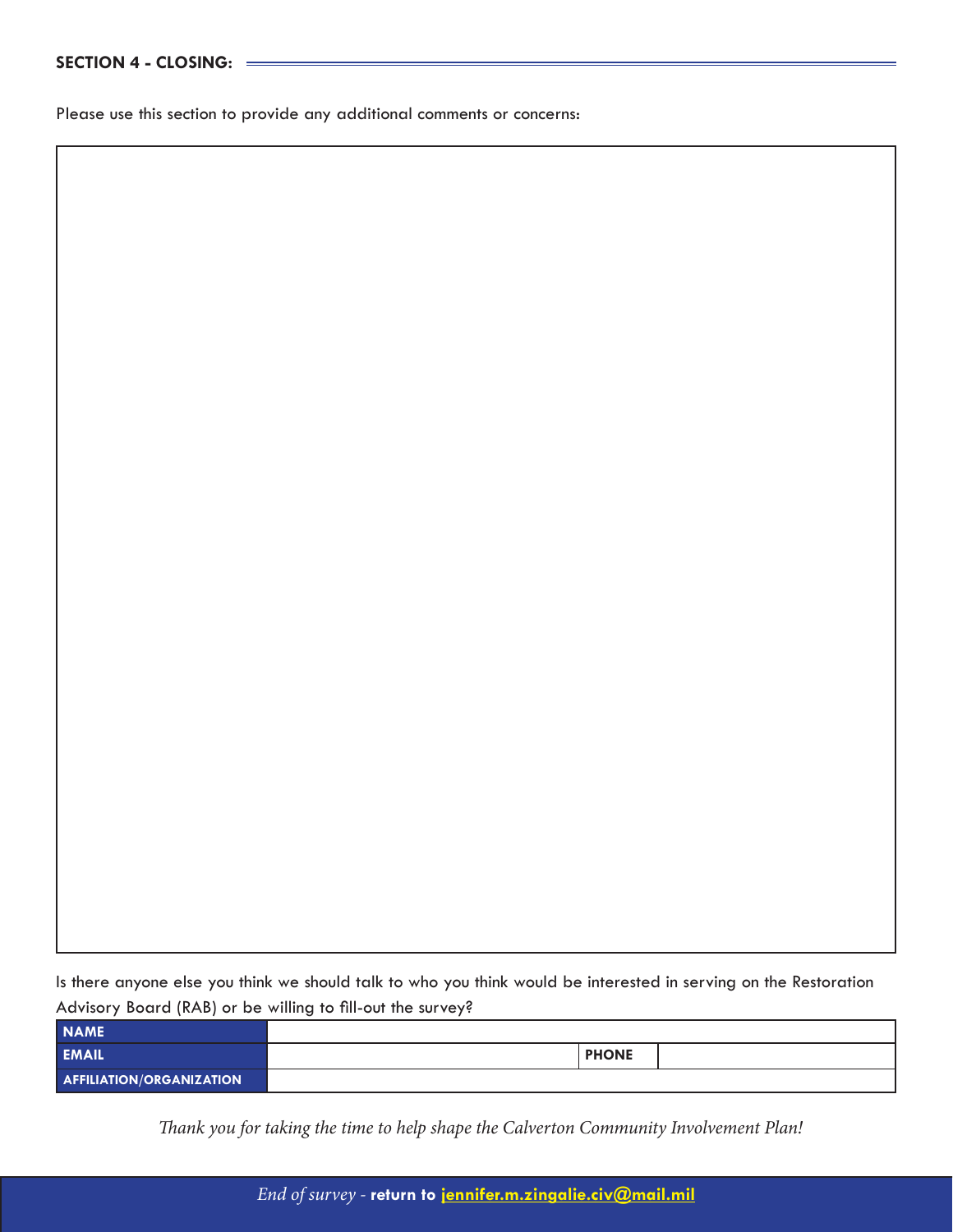## SECTION 4 - CLOSING:

Please use this section to provide any additional comments or concerns:

Is there anyone else you think we should talk to who you think would be interested in serving on the Restoration Advisory Board (RAB) or be willing to fill-out the survey?

| | | | |
|---|---|---|---|
| **NAME** | | | |
| **EMAIL** | | **PHONE** | |
| **AFFILIATION/ORGANIZATION** | | | |

*Thank you for taking the time to help shape the Calverton Community Involvement Plan!*

*End of survey* - **return to jennifer.m.zingalie.civ@mail.mil**